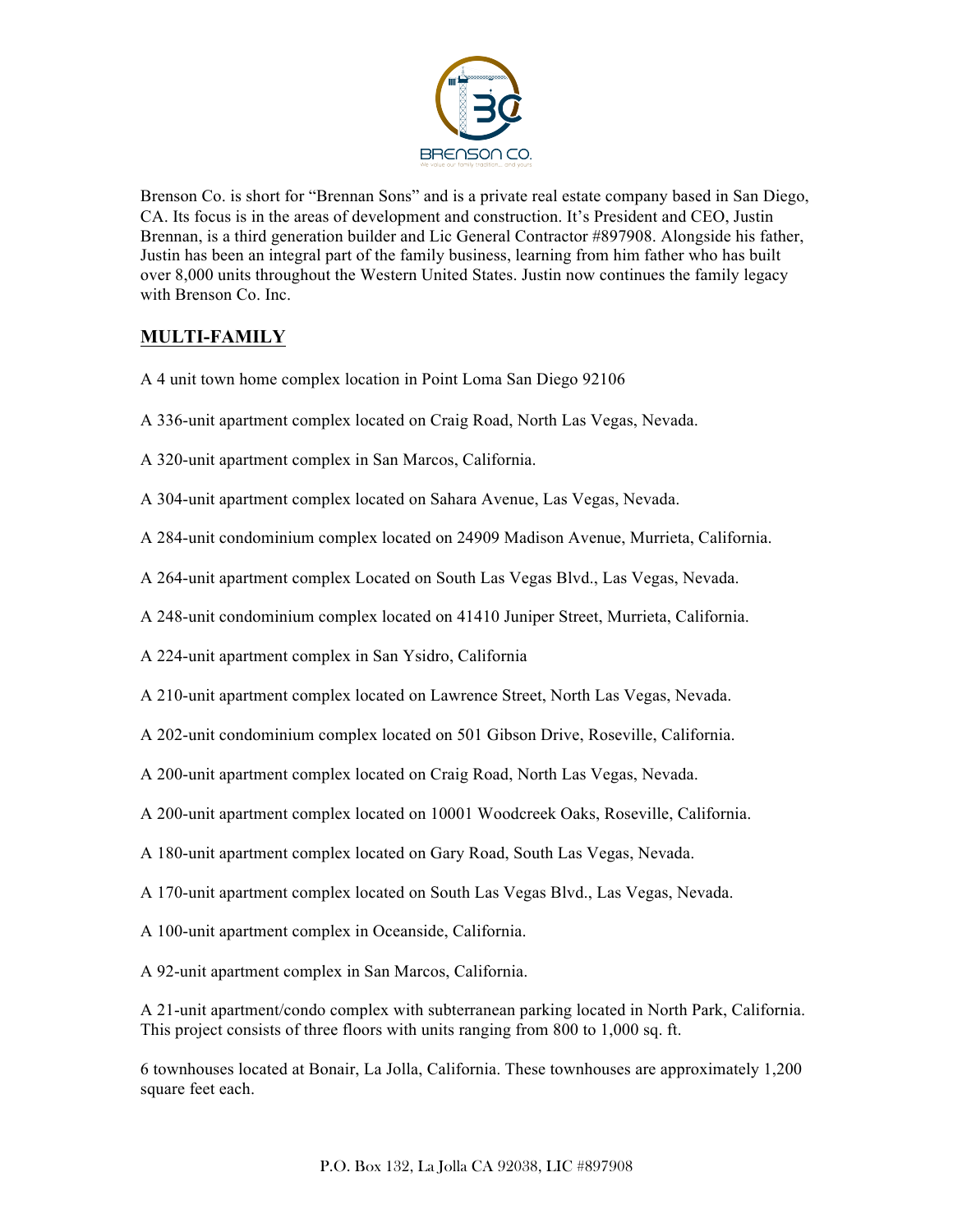Brenson Co. is short for "Brennan Sons" and is a private real estate company based in San Diego, CA. Its focus is in the areas of development and construction. It's President and CEO, Justin Brennan, is a third generation builder and Lic General Contractor #897908. Alongside his father, Justin has been an integral part of the family business, learning from him father who has built over 8,000 units throughout the Western United States. Justin now continues the family legacy with Brenson Co. Inc.

## MULTI-FAMILY

A 4 unit town home complex location in Point Loma San Diego 92106

A 336-unit apartment complex located on Craig Road, North Las Vegas, Nevada.

A 320-unit apartment complex in San Marcos, California.

A 304-unit apartment complex located on Sahara Avenue, Las Vegas, Nevada.

A 284-unit condominium complex located on 24909 Madison Avenue, Murrieta, California.

A 264-unit apartment complex Located on South Las Vegas Blvd., Las Vegas, Nevada.

A 248-unit condominium complex located on 41410 Juniper Street, Murrieta, California.

A 224-unit apartment complex in San Ysidro, California

A 210-unit apartment complex located on Lawrence Street, North Las Vegas, Nevada.

A 202-unit condominium complex located on 501 Gibson Drive, Roseville, California.

A 200-unit apartment complex located on Craig Road, North Las Vegas, Nevada.

A 200-unit apartment complex located on 10001 Woodcreek Oaks, Roseville, California.

A 180-unit apartment complex located on Gary Road, South Las Vegas, Nevada.

A 170-unit apartment complex located on South Las Vegas Blvd., Las Vegas, Nevada.

A 100-unit apartment complex in Oceanside, California.

A 92-unit apartment complex in San Marcos, California.

A 21-unit apartment/condo complex with subterranean parking located in North Park, California. This project consists of three floors with units ranging from 800 to 1,000 sq. ft.

6 townhouses located at Bonair, La Jolla, California. These townhouses are approximately 1,200 square feet each.

P.O. Box 132, La Jolla CA 92038, LIC #897908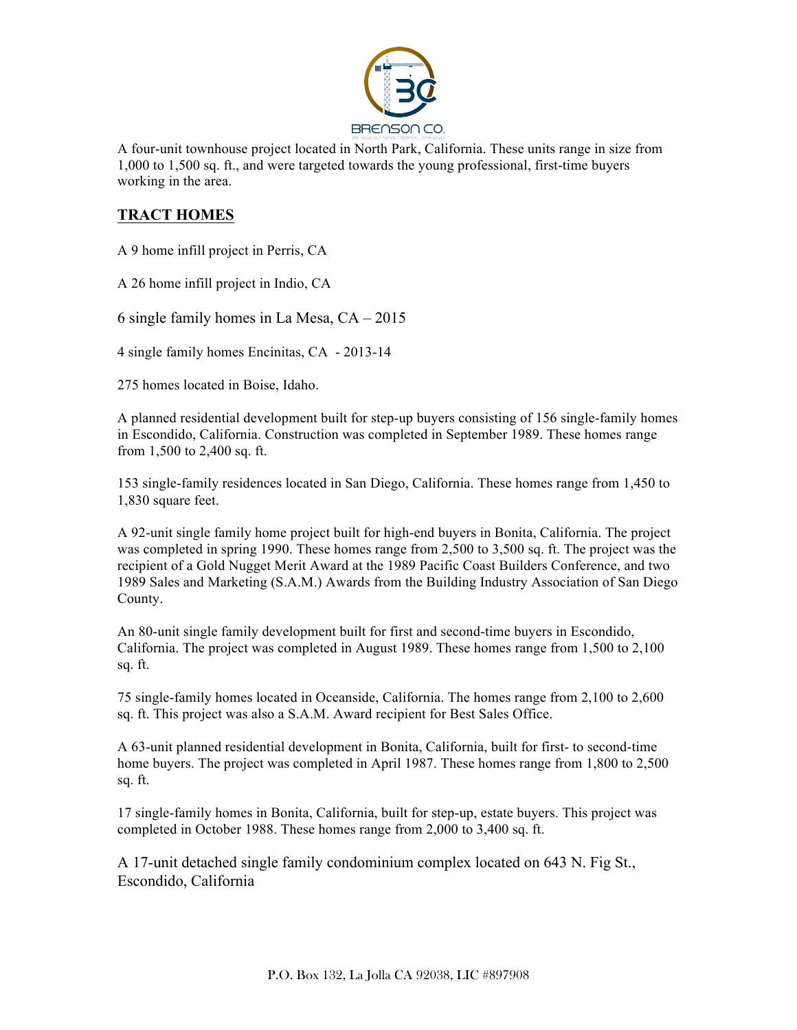A four-unit townhouse project located in North Park, California. These units range in size from 1,000 to 1,500 sq. ft., and were targeted towards the young professional, first-time buyers working in the area.

## **TRACT HOMES**

A 9 home infill project in Perris, CA

A 26 home infill project in Indio, CA

6 single family homes in La Mesa, CA – 2015

4 single family homes Encinitas, CA - 2013-14

275 homes located in Boise, Idaho.

A planned residential development built for step-up buyers consisting of 156 single-family homes in Escondido, California. Construction was completed in September 1989. These homes range from 1,500 to 2,400 sq. ft.

153 single-family residences located in San Diego, California. These homes range from 1,450 to 1,830 square feet.

A 92-unit single family home project built for high-end buyers in Bonita, California. The project was completed in spring 1990. These homes range from 2,500 to 3,500 sq. ft. The project was the recipient of a Gold Nugget Merit Award at the 1989 Pacific Coast Builders Conference, and two 1989 Sales and Marketing (S.A.M.) Awards from the Building Industry Association of San Diego County.

An 80-unit single family development built for first and second-time buyers in Escondido, California. The project was completed in August 1989. These homes range from 1,500 to 2,100 sq. ft.

75 single-family homes located in Oceanside, California. The homes range from 2,100 to 2,600 sq. ft. This project was also a S.A.M. Award recipient for Best Sales Office.

A 63-unit planned residential development in Bonita, California, built for first- to second-time home buyers. The project was completed in April 1987. These homes range from 1,800 to 2,500 sq. ft.

17 single-family homes in Bonita, California, built for step-up, estate buyers. This project was completed in October 1988. These homes range from 2,000 to 3,400 sq. ft.

A 17-unit detached single family condominium complex located on 643 N. Fig St., Escondido, California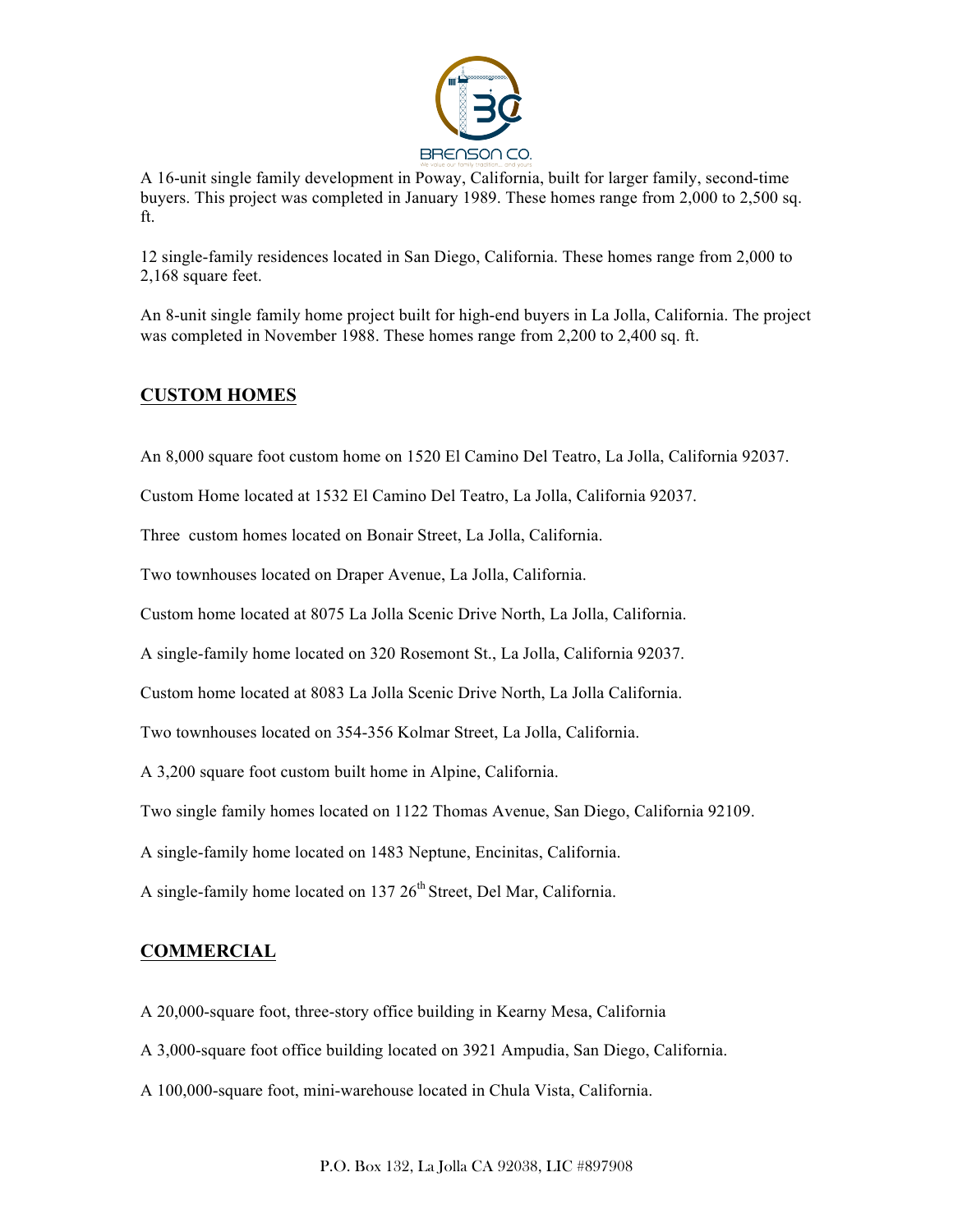A 16-unit single family development in Poway, California, built for larger family, second-time buyers. This project was completed in January 1989. These homes range from 2,000 to 2,500 sq. ft.

12 single-family residences located in San Diego, California. These homes range from 2,000 to 2,168 square feet.

An 8-unit single family home project built for high-end buyers in La Jolla, California. The project was completed in November 1988. These homes range from 2,200 to 2,400 sq. ft.

## CUSTOM HOMES

An 8,000 square foot custom home on 1520 El Camino Del Teatro, La Jolla, California 92037.

Custom Home located at 1532 El Camino Del Teatro, La Jolla, California 92037.

Three custom homes located on Bonair Street, La Jolla, California.

Two townhouses located on Draper Avenue, La Jolla, California.

Custom home located at 8075 La Jolla Scenic Drive North, La Jolla, California.

A single-family home located on 320 Rosemont St., La Jolla, California 92037.

Custom home located at 8083 La Jolla Scenic Drive North, La Jolla California.

Two townhouses located on 354-356 Kolmar Street, La Jolla, California.

A 3,200 square foot custom built home in Alpine, California.

Two single family homes located on 1122 Thomas Avenue, San Diego, California 92109.

A single-family home located on 1483 Neptune, Encinitas, California.

A single-family home located on 137 26th Street, Del Mar, California.

## COMMERCIAL

A 20,000-square foot, three-story office building in Kearny Mesa, California

A 3,000-square foot office building located on 3921 Ampudia, San Diego, California.

A 100,000-square foot, mini-warehouse located in Chula Vista, California.